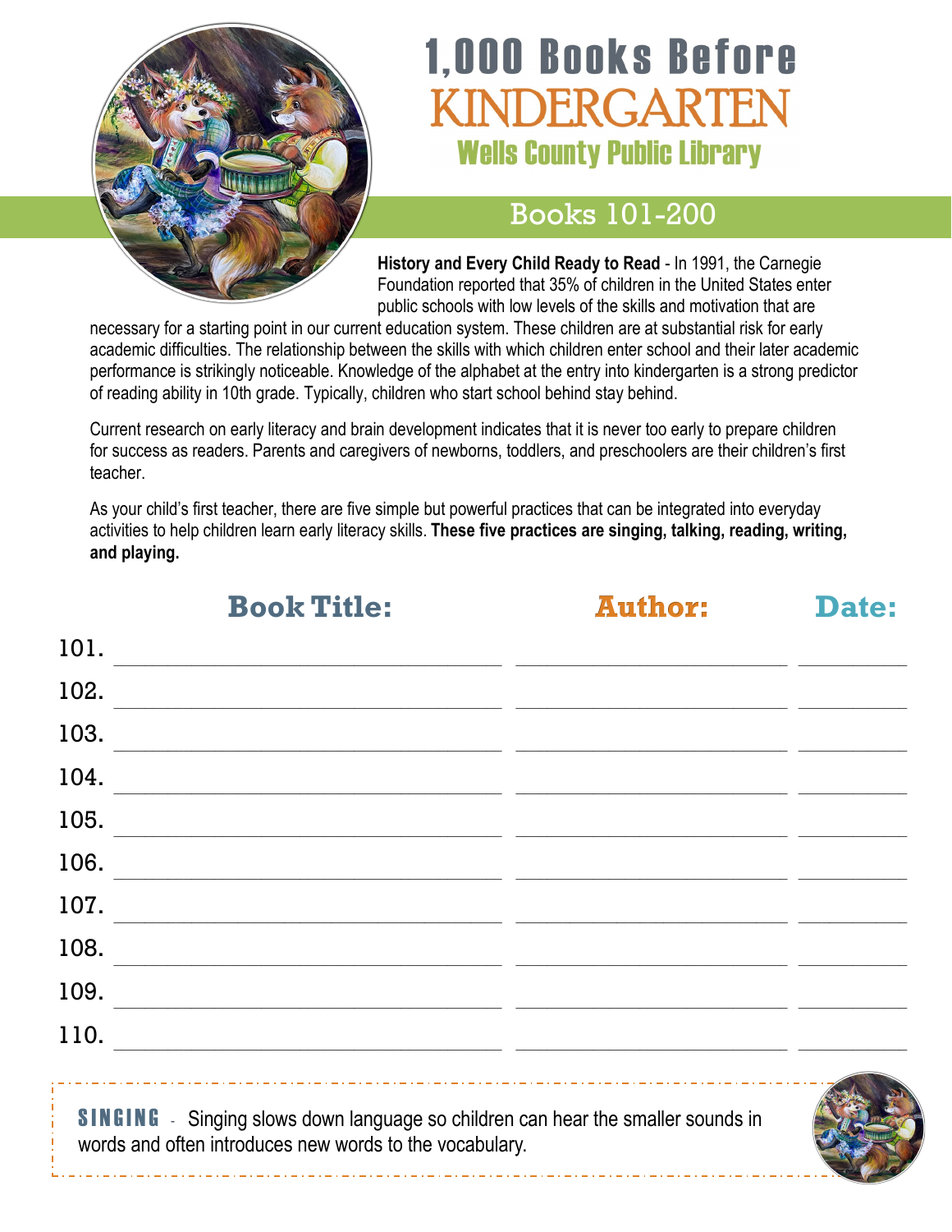# 1,000 Books Before KINDERGARTEN

## Wells County Public Library

## Books 101-200

**History and Every Child Ready to Read** - In 1991, the Carnegie Foundation reported that 35% of children in the United States enter public schools with low levels of the skills and motivation that are necessary for a starting point in our current education system. These children are at substantial risk for early academic difficulties. The relationship between the skills with which children enter school and their later academic performance is strikingly noticeable. Knowledge of the alphabet at the entry into kindergarten is a strong predictor of reading ability in 10th grade. Typically, children who start school behind stay behind.

Current research on early literacy and brain development indicates that it is never too early to prepare children for success as readers. Parents and caregivers of newborns, toddlers, and preschoolers are their children's first teacher.

As your child's first teacher, there are five simple but powerful practices that can be integrated into everyday activities to help children learn early literacy skills. **These five practices are singing, talking, reading, writing, and playing.**

| | Book Title: | Author: | Date: |
|---|---|---|---|
| 101. | | | |
| 102. | | | |
| 103. | | | |
| 104. | | | |
| 105. | | | |
| 106. | | | |
| 107. | | | |
| 108. | | | |
| 109. | | | |
| 110. | | | |

**SINGING** - Singing slows down language so children can hear the smaller sounds in words and often introduces new words to the vocabulary.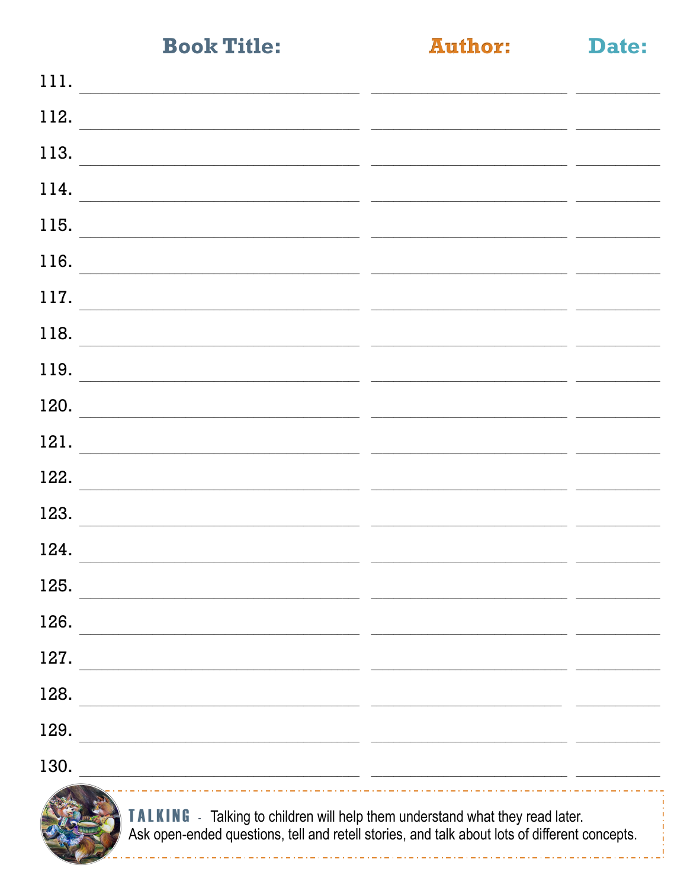| | Book Title: | Author: | Date: |
|---|---|---|---|
| 111. | | | |
| 112. | | | |
| 113. | | | |
| 114. | | | |
| 115. | | | |
| 116. | | | |
| 117. | | | |
| 118. | | | |
| 119. | | | |
| 120. | | | |
| 121. | | | |
| 122. | | | |
| 123. | | | |
| 124. | | | |
| 125. | | | |
| 126. | | | |
| 127. | | | |
| 128. | | | |
| 129. | | | |
| 130. | | | |

**TALKING** - Talking to children will help them understand what they read later. Ask open-ended questions, tell and retell stories, and talk about lots of different concepts.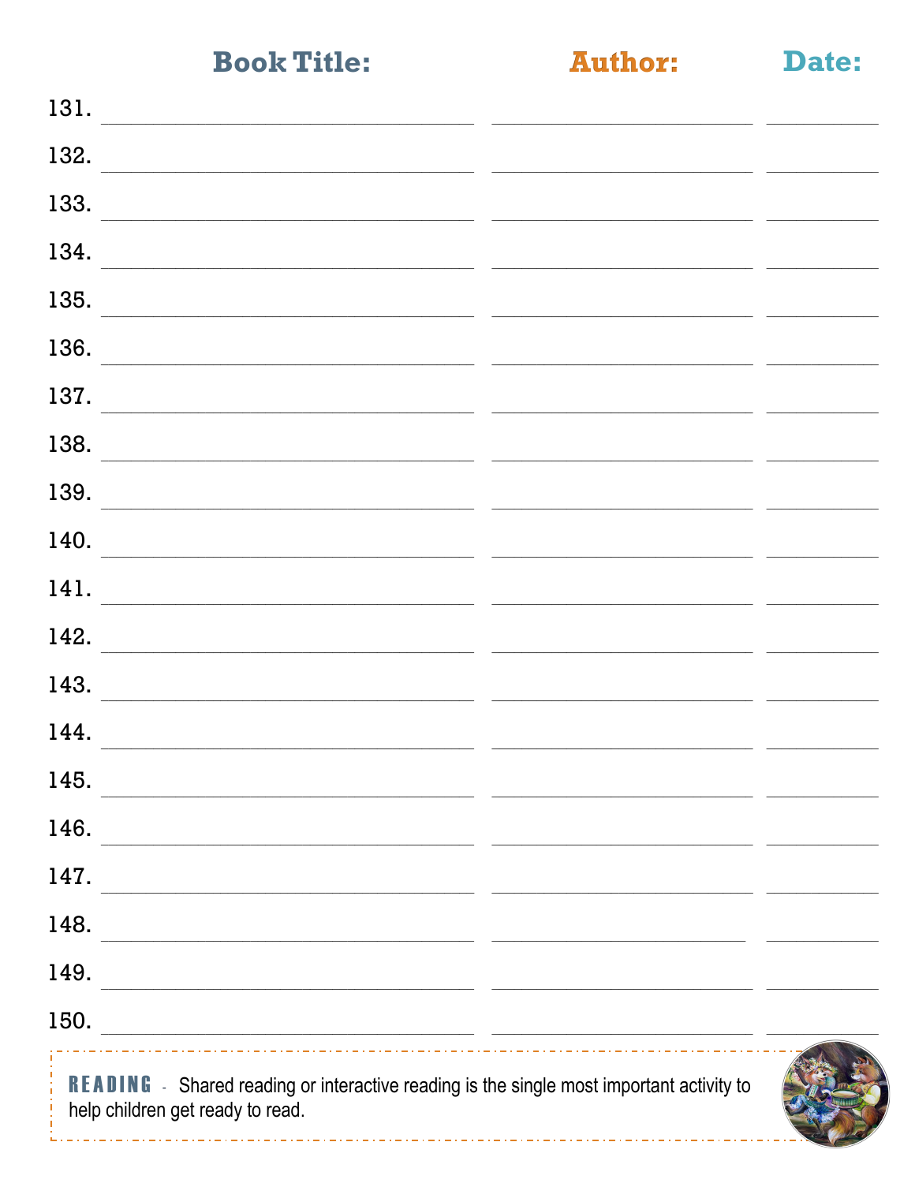| | Book Title: | Author: | Date: |
|---|---|---|---|
| 131. | | | |
| 132. | | | |
| 133. | | | |
| 134. | | | |
| 135. | | | |
| 136. | | | |
| 137. | | | |
| 138. | | | |
| 139. | | | |
| 140. | | | |
| 141. | | | |
| 142. | | | |
| 143. | | | |
| 144. | | | |
| 145. | | | |
| 146. | | | |
| 147. | | | |
| 148. | | | |
| 149. | | | |
| 150. | | | |

**READING** - Shared reading or interactive reading is the single most important activity to help children get ready to read.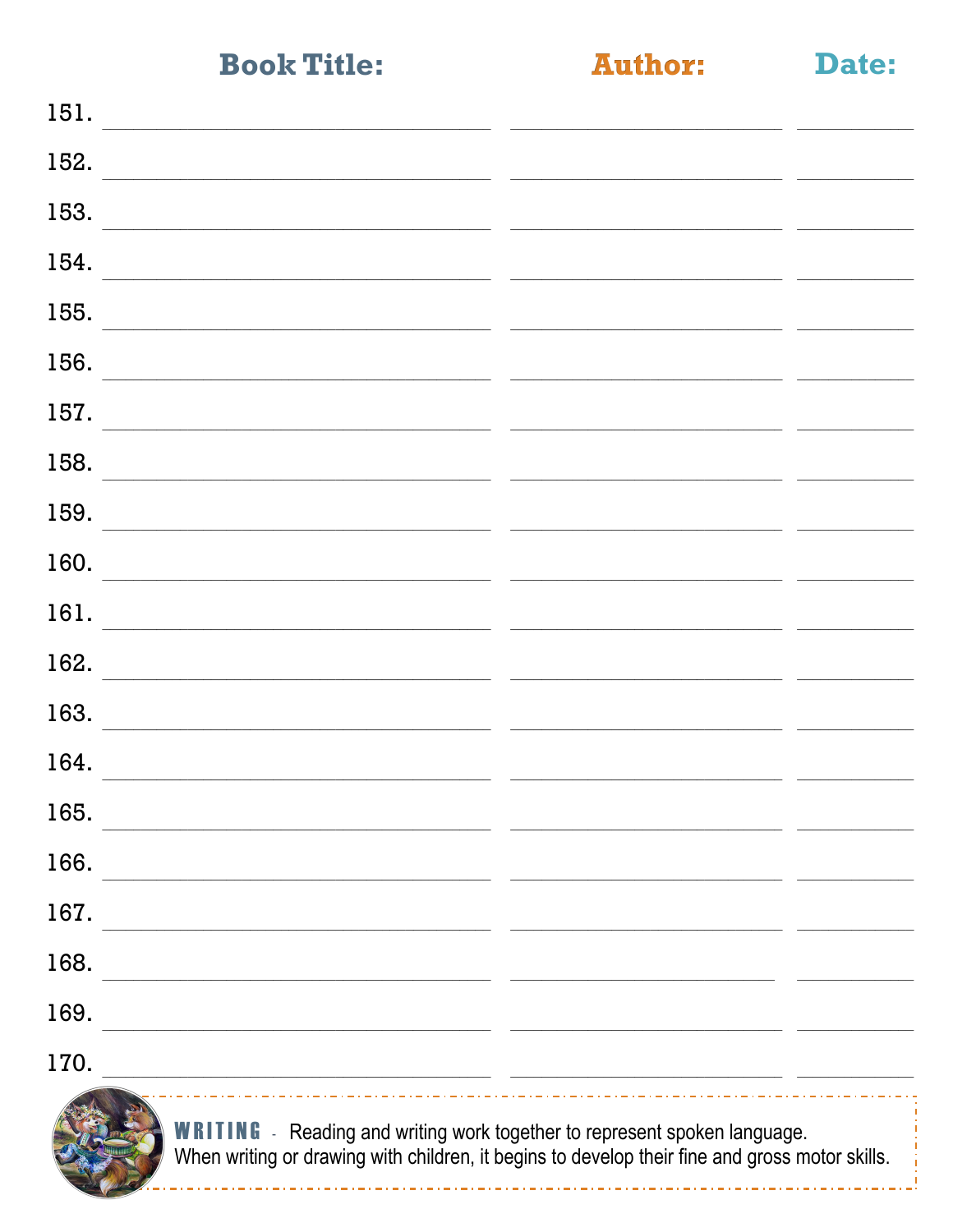| | Book Title: | Author: | Date: |
|---|---|---|---|
| 151. | | | |
| 152. | | | |
| 153. | | | |
| 154. | | | |
| 155. | | | |
| 156. | | | |
| 157. | | | |
| 158. | | | |
| 159. | | | |
| 160. | | | |
| 161. | | | |
| 162. | | | |
| 163. | | | |
| 164. | | | |
| 165. | | | |
| 166. | | | |
| 167. | | | |
| 168. | | | |
| 169. | | | |
| 170. | | | |

**WRITING** - Reading and writing work together to represent spoken language. When writing or drawing with children, it begins to develop their fine and gross motor skills.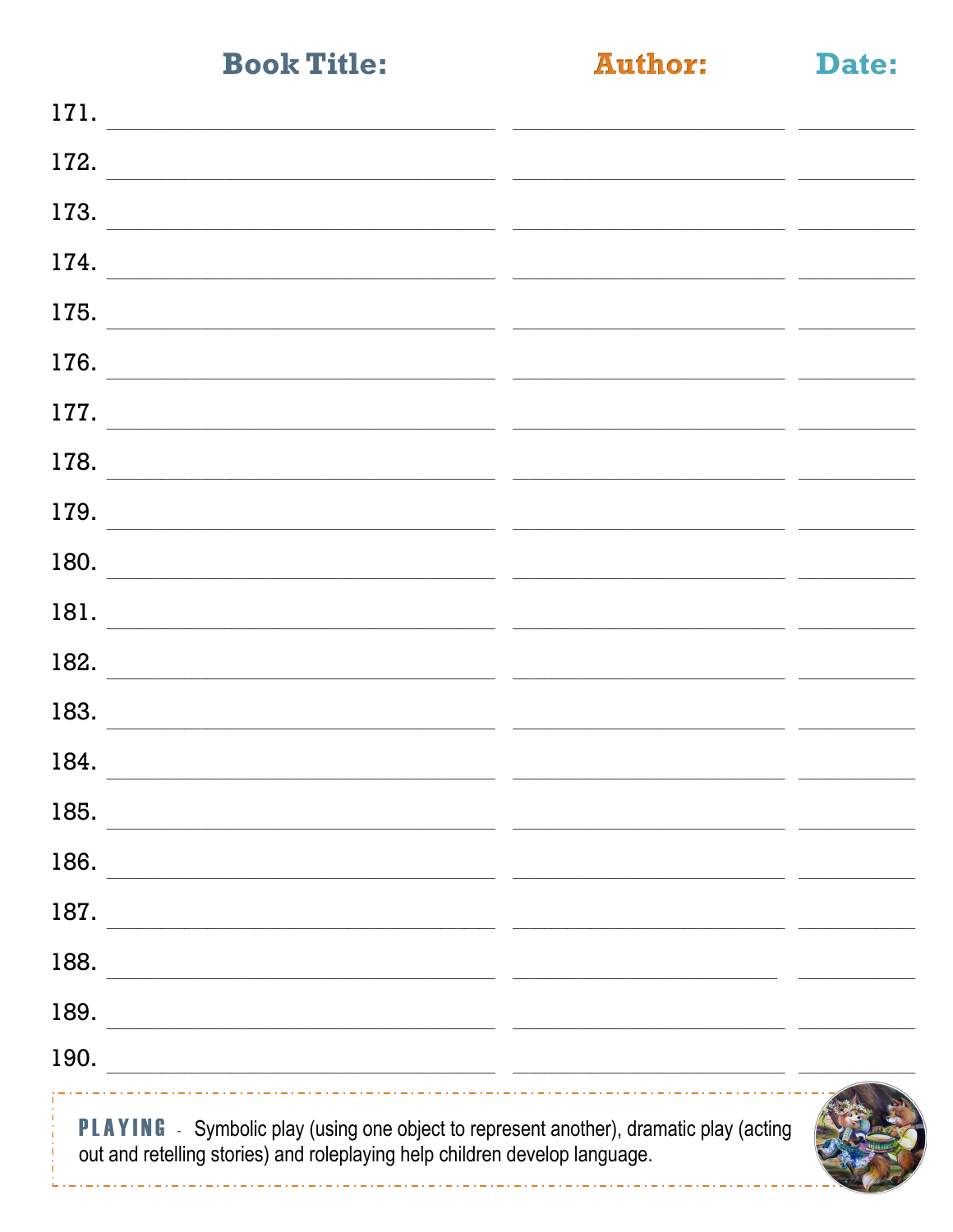| # | Book Title: | Author: | Date: |
|---|---|---|---|
| 171. | | | |
| 172. | | | |
| 173. | | | |
| 174. | | | |
| 175. | | | |
| 176. | | | |
| 177. | | | |
| 178. | | | |
| 179. | | | |
| 180. | | | |
| 181. | | | |
| 182. | | | |
| 183. | | | |
| 184. | | | |
| 185. | | | |
| 186. | | | |
| 187. | | | |
| 188. | | | |
| 189. | | | |
| 190. | | | |

**PLAYING** - Symbolic play (using one object to represent another), dramatic play (acting out and retelling stories) and roleplaying help children develop language.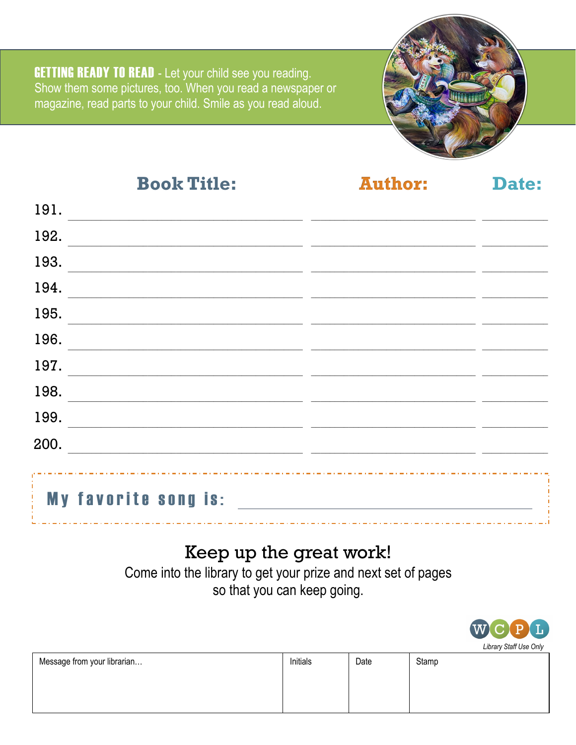**GETTING READY TO READ** - Let your child see you reading. Show them some pictures, too. When you read a newspaper or magazine, read parts to your child. Smile as you read aloud.

| | Book Title: | Author: | Date: |
|---|---|---|---|
| 191. | | | |
| 192. | | | |
| 193. | | | |
| 194. | | | |
| 195. | | | |
| 196. | | | |
| 197. | | | |
| 198. | | | |
| 199. | | | |
| 200. | | | |

**My favorite song is:** ________________________________

## Keep up the great work!

Come into the library to get your prize and next set of pages so that you can keep going.

WCPL

*Library Staff Use Only*

| Message from your librarian... | Initials | Date | Stamp |
|---|---|---|---|
| | | | |